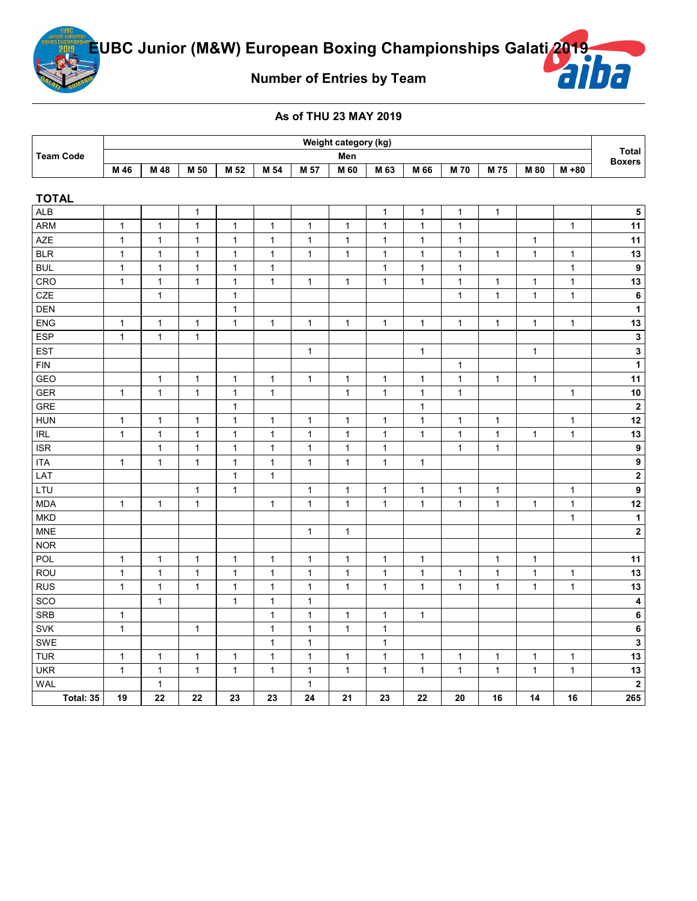# EUBC Junior (M&W) European Boxing Championships Galati 2019

## Number of Entries by Team

### As of THU 23 MAY 2019

| Team Code | Weight category (kg) | | | | | | | | | | | | | Total Boxers |
|---|---|---|---|---|---|---|---|---|---|---|---|---|---|---|
| | Men | | | | | | | | | | | | | |
| | M 46 | M 48 | M 50 | M 52 | M 54 | M 57 | M 60 | M 63 | M 66 | M 70 | M 75 | M 80 | M +80 | |
| **TOTAL** | | | | | | | | | | | | | | |
| ALB | | | 1 | | | | | 1 | 1 | 1 | 1 | | | 5 |
| ARM | 1 | 1 | 1 | 1 | 1 | 1 | 1 | 1 | 1 | 1 | | | 1 | 11 |
| AZE | 1 | 1 | 1 | 1 | 1 | 1 | 1 | 1 | 1 | 1 | | 1 | | 11 |
| BLR | 1 | 1 | 1 | 1 | 1 | 1 | 1 | 1 | 1 | 1 | 1 | 1 | 1 | 13 |
| BUL | 1 | 1 | 1 | 1 | 1 | | | 1 | 1 | 1 | | | 1 | 9 |
| CRO | 1 | 1 | 1 | 1 | 1 | 1 | 1 | 1 | 1 | 1 | 1 | 1 | 1 | 13 |
| CZE | | 1 | | 1 | | | | | | 1 | 1 | 1 | 1 | 6 |
| DEN | | | | 1 | | | | | | | | | | 1 |
| ENG | 1 | 1 | 1 | 1 | 1 | 1 | 1 | 1 | 1 | 1 | 1 | 1 | 1 | 13 |
| ESP | 1 | 1 | 1 | | | | | | | | | | | 3 |
| EST | | | | | | 1 | | | 1 | | | 1 | | 3 |
| FIN | | | | | | | | | | 1 | | | | 1 |
| GEO | | 1 | 1 | 1 | 1 | 1 | 1 | 1 | 1 | 1 | 1 | 1 | | 11 |
| GER | 1 | 1 | 1 | 1 | 1 | | 1 | 1 | 1 | 1 | | | 1 | 10 |
| GRE | | | | 1 | | | | | 1 | | | | | 2 |
| HUN | 1 | 1 | 1 | 1 | 1 | 1 | 1 | 1 | 1 | 1 | 1 | | 1 | 12 |
| IRL | 1 | 1 | 1 | 1 | 1 | 1 | 1 | 1 | 1 | 1 | 1 | 1 | 1 | 13 |
| ISR | | 1 | 1 | 1 | 1 | 1 | 1 | 1 | | 1 | 1 | | | 9 |
| ITA | 1 | 1 | 1 | 1 | 1 | 1 | 1 | 1 | 1 | | | | | 9 |
| LAT | | | | 1 | 1 | | | | | | | | | 2 |
| LTU | | | 1 | 1 | | 1 | 1 | 1 | 1 | 1 | 1 | | 1 | 9 |
| MDA | 1 | 1 | 1 | | 1 | 1 | 1 | 1 | 1 | 1 | 1 | 1 | 1 | 12 |
| MKD | | | | | | | | | | | | | 1 | 1 |
| MNE | | | | | | 1 | 1 | | | | | | | 2 |
| NOR | | | | | | | | | | | | | | |
| POL | 1 | 1 | 1 | 1 | 1 | 1 | 1 | 1 | 1 | | 1 | 1 | | 11 |
| ROU | 1 | 1 | 1 | 1 | 1 | 1 | 1 | 1 | 1 | 1 | 1 | 1 | 1 | 13 |
| RUS | 1 | 1 | 1 | 1 | 1 | 1 | 1 | 1 | 1 | 1 | 1 | 1 | 1 | 13 |
| SCO | | 1 | | 1 | 1 | 1 | | | | | | | | 4 |
| SRB | 1 | | | | 1 | 1 | 1 | 1 | 1 | | | | | 6 |
| SVK | 1 | | 1 | | 1 | 1 | 1 | 1 | | | | | | 6 |
| SWE | | | | | 1 | 1 | | 1 | | | | | | 3 |
| TUR | 1 | 1 | 1 | 1 | 1 | 1 | 1 | 1 | 1 | 1 | 1 | 1 | 1 | 13 |
| UKR | 1 | 1 | 1 | 1 | 1 | 1 | 1 | 1 | 1 | 1 | 1 | 1 | 1 | 13 |
| WAL | | 1 | | | | 1 | | | | | | | | 2 |
| **Total: 35** | **19** | **22** | **22** | **23** | **23** | **24** | **21** | **23** | **22** | **20** | **16** | **14** | **16** | **265** |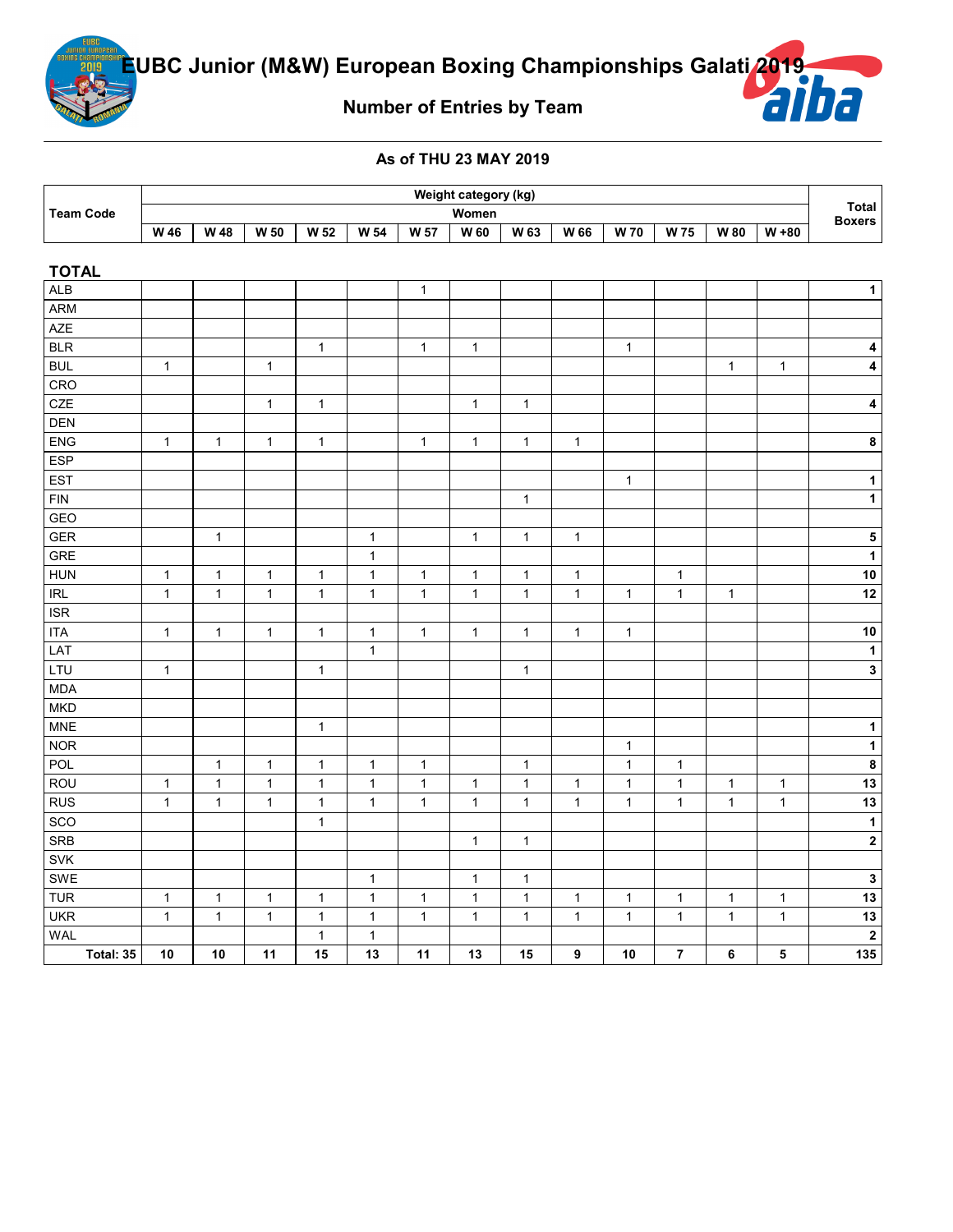# EUBC Junior (M&W) European Boxing Championships Galati 2019

## Number of Entries by Team

### As of THU 23 MAY 2019

| Team Code | Weight category (kg) | | | | | | | | | | | | | Total Boxers |
|---|---|---|---|---|---|---|---|---|---|---|---|---|---|---|
| | Women | | | | | | | | | | | | | |
| | W 46 | W 48 | W 50 | W 52 | W 54 | W 57 | W 60 | W 63 | W 66 | W 70 | W 75 | W 80 | W +80 | |
| **TOTAL** | | | | | | | | | | | | | | |
| ALB | | | | | | 1 | | | | | | | | **1** |
| ARM | | | | | | | | | | | | | | |
| AZE | | | | | | | | | | | | | | |
| BLR | | | | 1 | | 1 | 1 | | | 1 | | | | **4** |
| BUL | 1 | | 1 | | | | | | | | | 1 | 1 | **4** |
| CRO | | | | | | | | | | | | | | |
| CZE | | | 1 | 1 | | | 1 | 1 | | | | | | **4** |
| DEN | | | | | | | | | | | | | | |
| ENG | 1 | 1 | 1 | 1 | | 1 | 1 | 1 | 1 | | | | | **8** |
| ESP | | | | | | | | | | | | | | |
| EST | | | | | | | | | | 1 | | | | **1** |
| FIN | | | | | | | | 1 | | | | | | **1** |
| GEO | | | | | | | | | | | | | | |
| GER | | 1 | | | 1 | | 1 | 1 | 1 | | | | | **5** |
| GRE | | | | | 1 | | | | | | | | | **1** |
| HUN | 1 | 1 | 1 | 1 | 1 | 1 | 1 | 1 | 1 | | 1 | | | **10** |
| IRL | 1 | 1 | 1 | 1 | 1 | 1 | 1 | 1 | 1 | 1 | 1 | 1 | | **12** |
| ISR | | | | | | | | | | | | | | |
| ITA | 1 | 1 | 1 | 1 | 1 | 1 | 1 | 1 | 1 | 1 | | | | **10** |
| LAT | | | | | 1 | | | | | | | | | **1** |
| LTU | 1 | | | 1 | | | | 1 | | | | | | **3** |
| MDA | | | | | | | | | | | | | | |
| MKD | | | | | | | | | | | | | | |
| MNE | | | | 1 | | | | | | | | | | **1** |
| NOR | | | | | | | | | | 1 | | | | **1** |
| POL | | 1 | 1 | 1 | 1 | 1 | | 1 | | 1 | 1 | | | **8** |
| ROU | 1 | 1 | 1 | 1 | 1 | 1 | 1 | 1 | 1 | 1 | 1 | 1 | 1 | **13** |
| RUS | 1 | 1 | 1 | 1 | 1 | 1 | 1 | 1 | 1 | 1 | 1 | 1 | 1 | **13** |
| SCO | | | | 1 | | | | | | | | | | **1** |
| SRB | | | | | | | 1 | 1 | | | | | | **2** |
| SVK | | | | | | | | | | | | | | |
| SWE | | | | | 1 | | 1 | 1 | | | | | | **3** |
| TUR | 1 | 1 | 1 | 1 | 1 | 1 | 1 | 1 | 1 | 1 | 1 | 1 | 1 | **13** |
| UKR | 1 | 1 | 1 | 1 | 1 | 1 | 1 | 1 | 1 | 1 | 1 | 1 | 1 | **13** |
| WAL | | | | 1 | 1 | | | | | | | | | **2** |
| **Total: 35** | **10** | **10** | **11** | **15** | **13** | **11** | **13** | **15** | **9** | **10** | **7** | **6** | **5** | **135** |